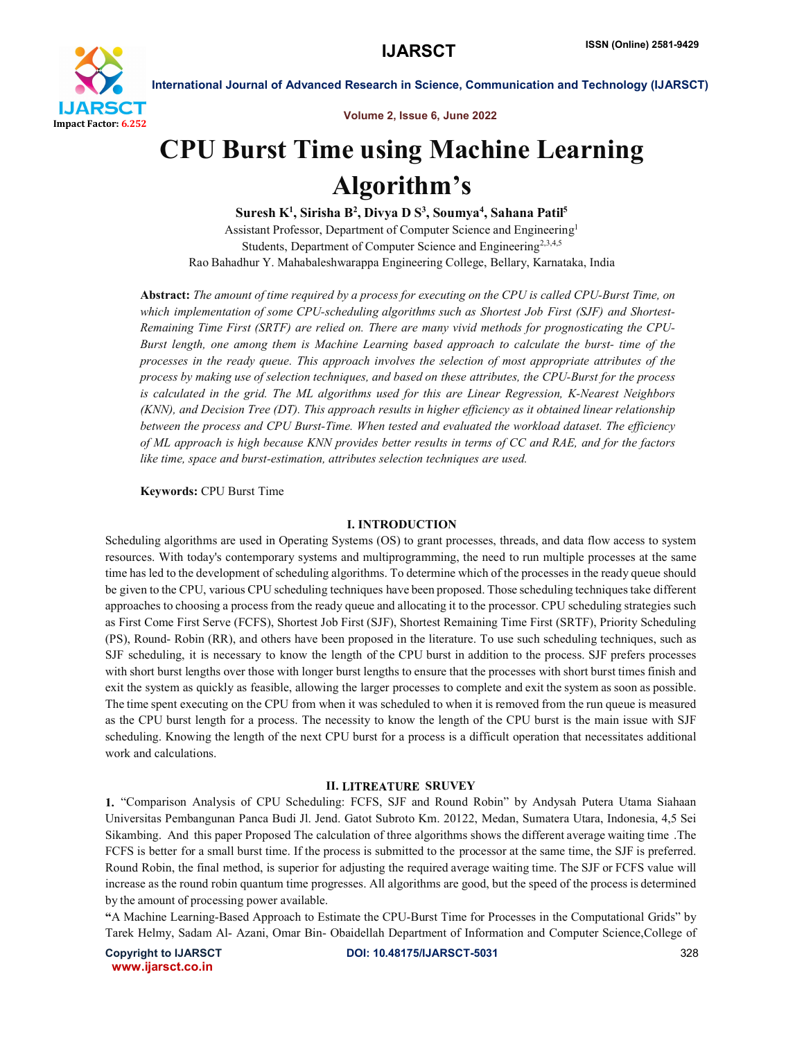# CPU Burst Time using Machine Learning Algorithm's

**Suresh K[1], Sirisha B[2], Divya D S[3], Soumya[4], Sahana Patil[5]**

Assistant Professor, Department of Computer Science and Engineering[1]

Students, Department of Computer Science and Engineering[2,3,4,5]

Rao Bahadhur Y. Mahabaleshwarappa Engineering College, Bellary, Karnataka, India

**Abstract:** *The amount of time required by a process for executing on the CPU is called CPU-Burst Time, on which implementation of some CPU-scheduling algorithms such as Shortest Job First (SJF) and Shortest-Remaining Time First (SRTF) are relied on. There are many vivid methods for prognosticating the CPU-Burst length, one among them is Machine Learning based approach to calculate the burst- time of the processes in the ready queue. This approach involves the selection of most appropriate attributes of the process by making use of selection techniques, and based on these attributes, the CPU-Burst for the process is calculated in the grid. The ML algorithms used for this study are Linear Regression, K-Nearest Neighbors (KNN), and Decision Tree (DT). This approach results in higher efficiency as it obtained linear relationship between the process and CPU Burst-Time. When tested and evaluated the workload dataset. The efficiency of ML approach is high because KNN provides better results in terms of CC and RAE, and for the factors like time, space and burst-estimation, attributes selection techniques are used.*

**Keywords:** CPU Burst Time

## I. INTRODUCTION

Scheduling algorithms are used in Operating Systems (OS) to grant processes, threads, and data flow access to system resources. With today's contemporary systems and multiprogramming, the need to run multiple processes at the same time has led to the development of scheduling algorithms. To determine which of the processes in the ready queue should be given to the CPU, various CPU scheduling techniques have been proposed. Those scheduling techniques take different approaches to choosing a process from the ready queue and allocating it to the processor. CPU scheduling strategies such as First Come First Serve (FCFS), Shortest Job First (SJF), Shortest Remaining Time First (SRTF), Priority Scheduling (PS), Round- Robin (RR), and others have been proposed in the literature. To use such scheduling techniques, such as SJF scheduling, it is necessary to know the length of the CPU burst in addition to the process. SJF prefers processes with short burst lengths over those with longer burst lengths to ensure that the processes with short burst times finish and exit the system as quickly as feasible, allowing the larger processes to complete and exit the system as soon as possible. The time spent executing on the CPU from when it was scheduled to when it is removed from the run queue is measured as the CPU burst length for a process. The necessity to know the length of the CPU burst is the main issue with SJF scheduling. Knowing the length of the next CPU burst for a process is a difficult operation that necessitates additional work and calculations.

## II. LITREATURE SRUVEY

1. "Comparison Analysis of CPU Scheduling: FCFS, SJF and Round Robin" by Andysah Putera Utama Siahaan Universitas Pembangunan Panca Budi Jl. Jend. Gatot Subroto Km. 20122, Medan, Sumatera Utara, Indonesia, 4,5 Sei Sikambing. And this paper Proposed The calculation of three algorithms shows the different average waiting time .The FCFS is better for a small burst time. If the process is submitted to the processor at the same time, the SJF is preferred. Round Robin, the final method, is superior for adjusting the required average waiting time. The SJF or FCFS value will increase as the round robin quantum time progresses. All algorithms are good, but the speed of the process is determined by the amount of processing power available.

"A Machine Learning-Based Approach to Estimate the CPU-Burst Time for Processes in the Computational Grids" by Tarek Helmy, Sadam Al- Azani, Omar Bin- Obaidellah Department of Information and Computer Science,College of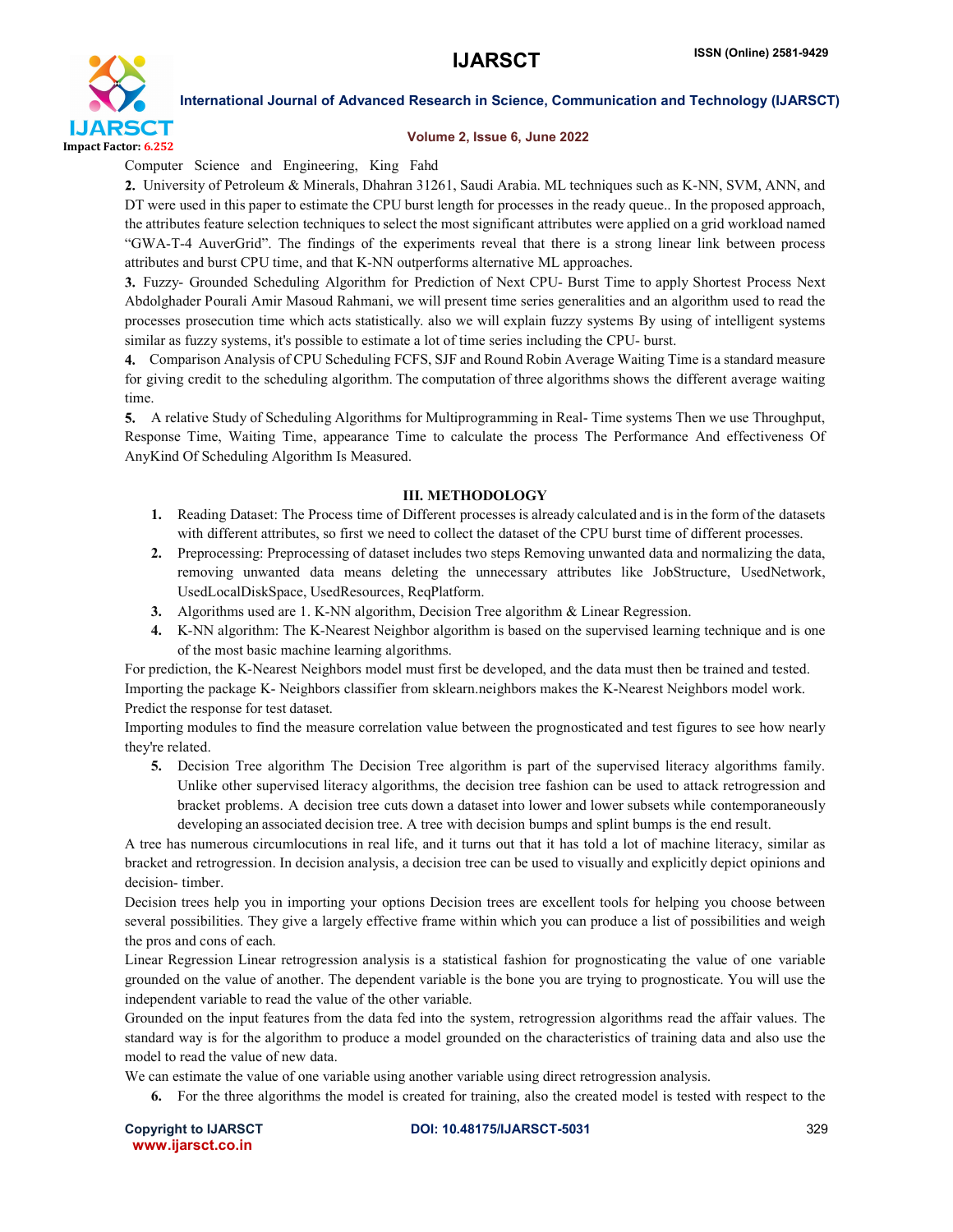Computer Science and Engineering, King Fahd

**2.** University of Petroleum & Minerals, Dhahran 31261, Saudi Arabia. ML techniques such as K-NN, SVM, ANN, and DT were used in this paper to estimate the CPU burst length for processes in the ready queue.. In the proposed approach, the attributes feature selection techniques to select the most significant attributes were applied on a grid workload named "GWA-T-4 AuverGrid". The findings of the experiments reveal that there is a strong linear link between process attributes and burst CPU time, and that K-NN outperforms alternative ML approaches.

**3.** Fuzzy- Grounded Scheduling Algorithm for Prediction of Next CPU- Burst Time to apply Shortest Process Next Abdolghader Pourali Amir Masoud Rahmani, we will present time series generalities and an algorithm used to read the processes prosecution time which acts statistically. also we will explain fuzzy systems By using of intelligent systems similar as fuzzy systems, it's possible to estimate a lot of time series including the CPU- burst.

**4.** Comparison Analysis of CPU Scheduling FCFS, SJF and Round Robin Average Waiting Time is a standard measure for giving credit to the scheduling algorithm. The computation of three algorithms shows the different average waiting time.

**5.** A relative Study of Scheduling Algorithms for Multiprogramming in Real- Time systems Then we use Throughput, Response Time, Waiting Time, appearance Time to calculate the process The Performance And effectiveness Of AnyKind Of Scheduling Algorithm Is Measured.

## III. METHODOLOGY

1. Reading Dataset: The Process time of Different processes is already calculated and is in the form of the datasets with different attributes, so first we need to collect the dataset of the CPU burst time of different processes.
2. Preprocessing: Preprocessing of dataset includes two steps Removing unwanted data and normalizing the data, removing unwanted data means deleting the unnecessary attributes like JobStructure, UsedNetwork, UsedLocalDiskSpace, UsedResources, ReqPlatform.
3. Algorithms used are 1. K-NN algorithm, Decision Tree algorithm & Linear Regression.
4. K-NN algorithm: The K-Nearest Neighbor algorithm is based on the supervised learning technique and is one of the most basic machine learning algorithms.

For prediction, the K-Nearest Neighbors model must first be developed, and the data must then be trained and tested.

Importing the package K- Neighbors classifier from sklearn.neighbors makes the K-Nearest Neighbors model work.

Predict the response for test dataset.

Importing modules to find the measure correlation value between the prognosticated and test figures to see how nearly they're related.

5. Decision Tree algorithm The Decision Tree algorithm is part of the supervised literacy algorithms family. Unlike other supervised literacy algorithms, the decision tree fashion can be used to attack retrogression and bracket problems. A decision tree cuts down a dataset into lower and lower subsets while contemporaneously developing an associated decision tree. A tree with decision bumps and splint bumps is the end result.

A tree has numerous circumlocutions in real life, and it turns out that it has told a lot of machine literacy, similar as bracket and retrogression. In decision analysis, a decision tree can be used to visually and explicitly depict opinions and decision- timber.

Decision trees help you in importing your options Decision trees are excellent tools for helping you choose between several possibilities. They give a largely effective frame within which you can produce a list of possibilities and weigh the pros and cons of each.

Linear Regression Linear retrogression analysis is a statistical fashion for prognosticating the value of one variable grounded on the value of another. The dependent variable is the bone you are trying to prognosticate. You will use the independent variable to read the value of the other variable.

Grounded on the input features from the data fed into the system, retrogression algorithms read the affair values. The standard way is for the algorithm to produce a model grounded on the characteristics of training data and also use the model to read the value of new data.

We can estimate the value of one variable using another variable using direct retrogression analysis.

6. For the three algorithms the model is created for training, also the created model is tested with respect to the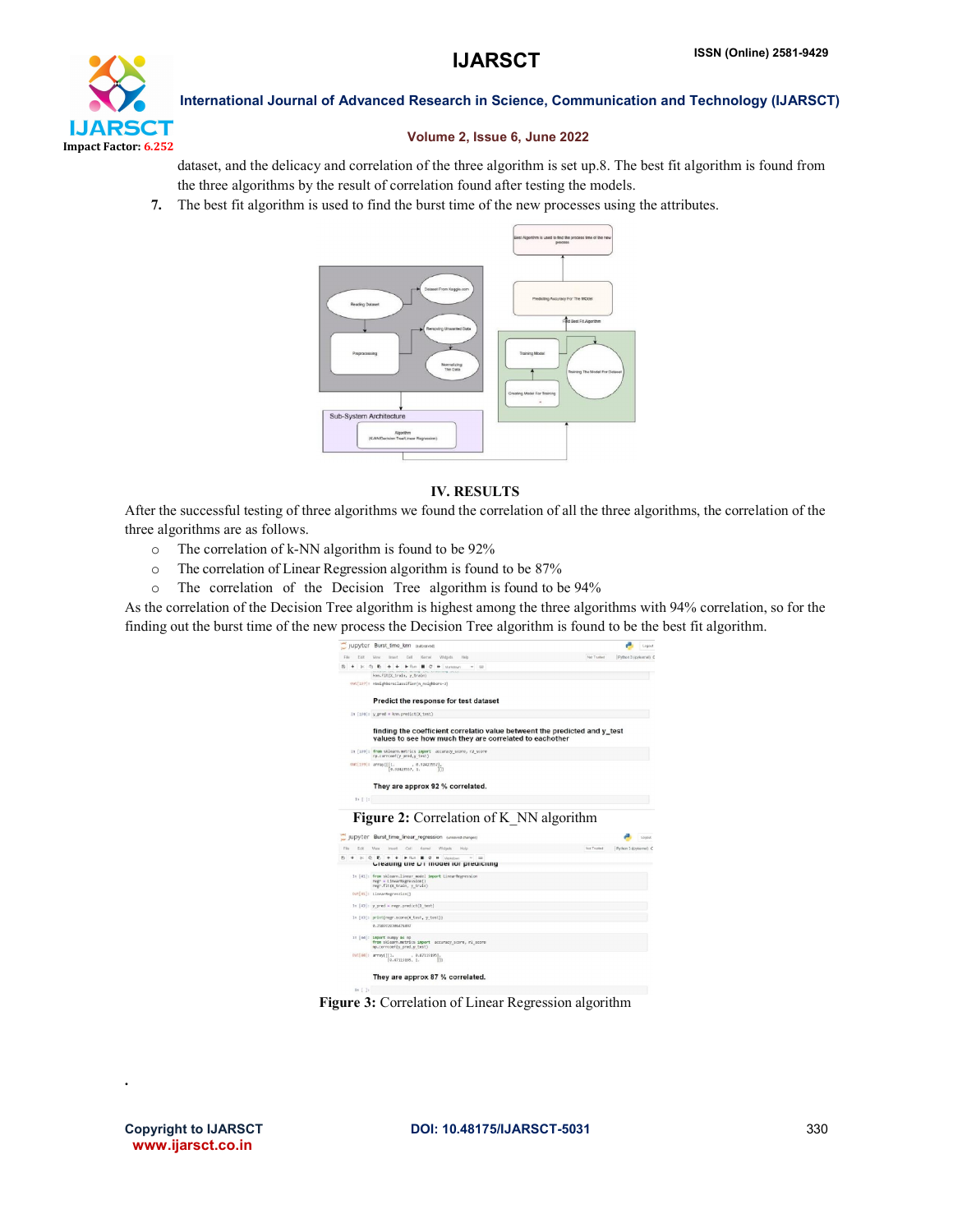dataset, and the delicacy and correlation of the three algorithm is set up.8. The best fit algorithm is found from the three algorithms by the result of correlation found after testing the models.

7. The best fit algorithm is used to find the burst time of the new processes using the attributes.

## IV. RESULTS

After the successful testing of three algorithms we found the correlation of all the three algorithms, the correlation of the three algorithms are as follows.

- The correlation of k-NN algorithm is found to be 92%
- The correlation of Linear Regression algorithm is found to be 87%
- The correlation of the Decision Tree algorithm is found to be 94%

As the correlation of the Decision Tree algorithm is highest among the three algorithms with 94% correlation, so for the finding out the burst time of the new process the Decision Tree algorithm is found to be the best fit algorithm.

**Figure 2:** Correlation of K_NN algorithm

**Figure 3:** Correlation of Linear Regression algorithm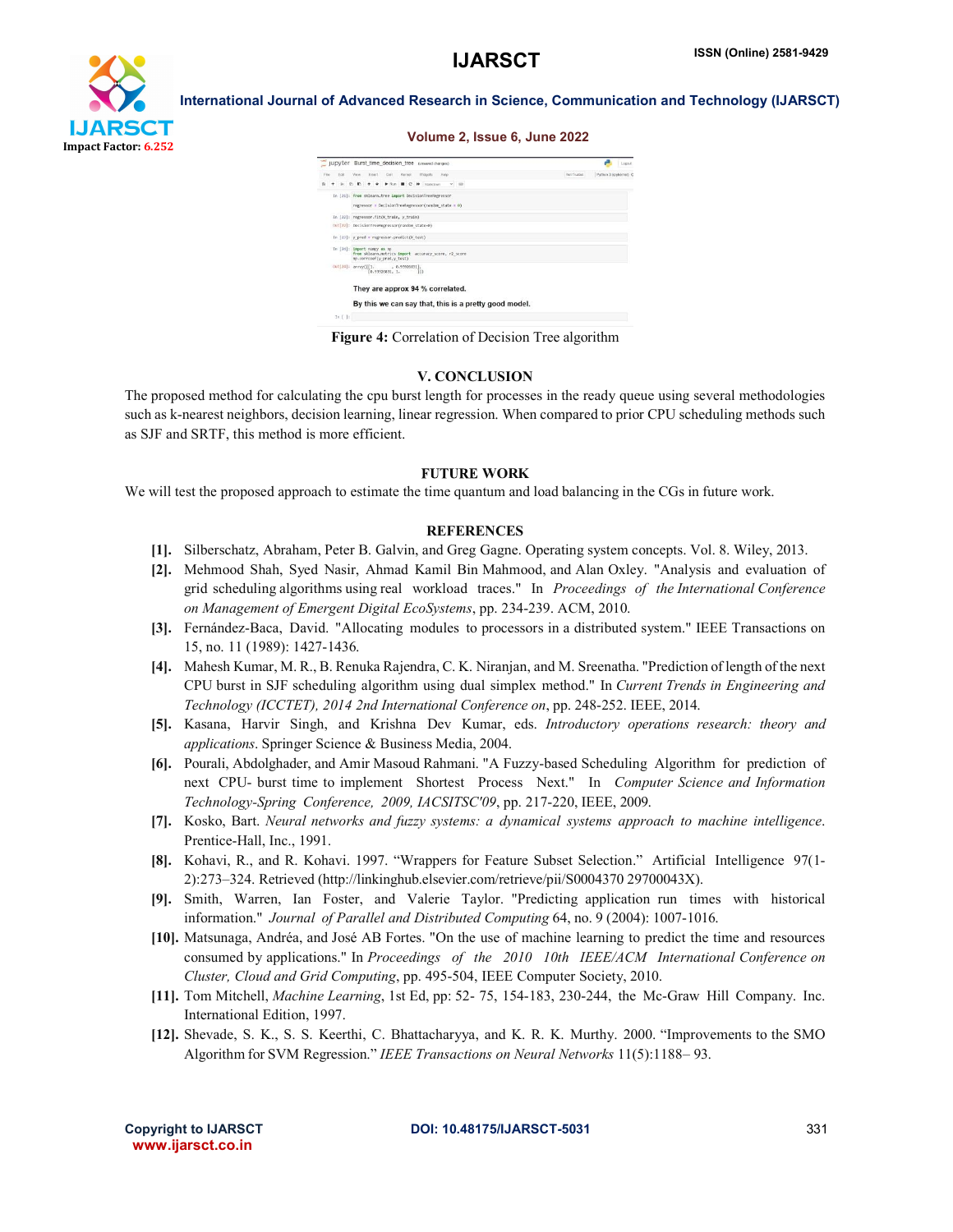Figure 4: Correlation of Decision Tree algorithm

## V. CONCLUSION

The proposed method for calculating the cpu burst length for processes in the ready queue using several methodologies such as k-nearest neighbors, decision learning, linear regression. When compared to prior CPU scheduling methods such as SJF and SRTF, this method is more efficient.

## FUTURE WORK

We will test the proposed approach to estimate the time quantum and load balancing in the CGs in future work.

## REFERENCES

- [1]. Silberschatz, Abraham, Peter B. Galvin, and Greg Gagne. Operating system concepts. Vol. 8. Wiley, 2013.
- [2]. Mehmood Shah, Syed Nasir, Ahmad Kamil Bin Mahmood, and Alan Oxley. "Analysis and evaluation of grid scheduling algorithms using real workload traces." In *Proceedings of the International Conference on Management of Emergent Digital EcoSystems*, pp. 234-239. ACM, 2010.
- [3]. Fernández-Baca, David. "Allocating modules to processors in a distributed system." IEEE Transactions on 15, no. 11 (1989): 1427-1436.
- [4]. Mahesh Kumar, M. R., B. Renuka Rajendra, C. K. Niranjan, and M. Sreenatha. "Prediction of length of the next CPU burst in SJF scheduling algorithm using dual simplex method." In *Current Trends in Engineering and Technology (ICCTET), 2014 2nd International Conference on*, pp. 248-252. IEEE, 2014.
- [5]. Kasana, Harvir Singh, and Krishna Dev Kumar, eds. *Introductory operations research: theory and applications*. Springer Science & Business Media, 2004.
- [6]. Pourali, Abdolghader, and Amir Masoud Rahmani. "A Fuzzy-based Scheduling Algorithm for prediction of next CPU- burst time to implement Shortest Process Next." In *Computer Science and Information Technology-Spring Conference, 2009, IACSITSC'09*, pp. 217-220, IEEE, 2009.
- [7]. Kosko, Bart. *Neural networks and fuzzy systems: a dynamical systems approach to machine intelligence*. Prentice-Hall, Inc., 1991.
- [8]. Kohavi, R., and R. Kohavi. 1997. "Wrappers for Feature Subset Selection." Artificial Intelligence 97(1-2):273–324. Retrieved (http://linkinghub.elsevier.com/retrieve/pii/S0004370 29700043X).
- [9]. Smith, Warren, Ian Foster, and Valerie Taylor. "Predicting application run times with historical information." *Journal of Parallel and Distributed Computing* 64, no. 9 (2004): 1007-1016.
- [10]. Matsunaga, Andréa, and José AB Fortes. "On the use of machine learning to predict the time and resources consumed by applications." In *Proceedings of the 2010 10th IEEE/ACM International Conference on Cluster, Cloud and Grid Computing*, pp. 495-504, IEEE Computer Society, 2010.
- [11]. Tom Mitchell, *Machine Learning*, 1st Ed, pp: 52- 75, 154-183, 230-244, the Mc-Graw Hill Company. Inc. International Edition, 1997.
- [12]. Shevade, S. K., S. S. Keerthi, C. Bhattacharyya, and K. R. K. Murthy. 2000. "Improvements to the SMO Algorithm for SVM Regression." *IEEE Transactions on Neural Networks* 11(5):1188– 93.